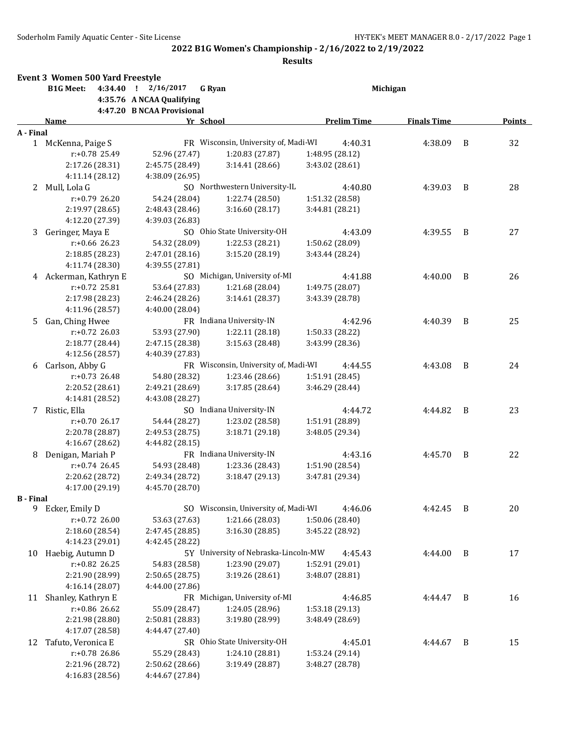**2022 B1G Women's Championship - 2/16/2022 to 2/19/2022**

**Results**

## Event 3 Women 500 Yard Freestyle

**B1G Meet:** 4:34.40 ! 2/16/2017 **G Ryan** **Michigan**

4:35.76 **A NCAA Qualifying**

4:47.20 **B NCAA Provisional**

| Name | Yr | School | Prelim Time | Finals Time | | Points |
|---|---|---|---|---|---|---|
| **A - Final** | | | | | | |
| 1 McKenna, Paige S | FR | Wisconsin, University of, Madi-WI | 4:40.31 | 4:38.09 | B | 32 |
| r:+0.78 25.49 | 52.96 (27.47) | 1:20.83 (27.87) | 1:48.95 (28.12) | | | |
| 2:17.26 (28.31) | 2:45.75 (28.49) | 3:14.41 (28.66) | 3:43.02 (28.61) | | | |
| 4:11.14 (28.12) | 4:38.09 (26.95) | | | | | |
| 2 Mull, Lola G | SO | Northwestern University-IL | 4:40.80 | 4:39.03 | B | 28 |
| r:+0.79 26.20 | 54.24 (28.04) | 1:22.74 (28.50) | 1:51.32 (28.58) | | | |
| 2:19.97 (28.65) | 2:48.43 (28.46) | 3:16.60 (28.17) | 3:44.81 (28.21) | | | |
| 4:12.20 (27.39) | 4:39.03 (26.83) | | | | | |
| 3 Geringer, Maya E | SO | Ohio State University-OH | 4:43.09 | 4:39.55 | B | 27 |
| r:+0.66 26.23 | 54.32 (28.09) | 1:22.53 (28.21) | 1:50.62 (28.09) | | | |
| 2:18.85 (28.23) | 2:47.01 (28.16) | 3:15.20 (28.19) | 3:43.44 (28.24) | | | |
| 4:11.74 (28.30) | 4:39.55 (27.81) | | | | | |
| 4 Ackerman, Kathryn E | SO | Michigan, University of-MI | 4:41.88 | 4:40.00 | B | 26 |
| r:+0.72 25.81 | 53.64 (27.83) | 1:21.68 (28.04) | 1:49.75 (28.07) | | | |
| 2:17.98 (28.23) | 2:46.24 (28.26) | 3:14.61 (28.37) | 3:43.39 (28.78) | | | |
| 4:11.96 (28.57) | 4:40.00 (28.04) | | | | | |
| 5 Gan, Ching Hwee | FR | Indiana University-IN | 4:42.96 | 4:40.39 | B | 25 |
| r:+0.72 26.03 | 53.93 (27.90) | 1:22.11 (28.18) | 1:50.33 (28.22) | | | |
| 2:18.77 (28.44) | 2:47.15 (28.38) | 3:15.63 (28.48) | 3:43.99 (28.36) | | | |
| 4:12.56 (28.57) | 4:40.39 (27.83) | | | | | |
| 6 Carlson, Abby G | FR | Wisconsin, University of, Madi-WI | 4:44.55 | 4:43.08 | B | 24 |
| r:+0.73 26.48 | 54.80 (28.32) | 1:23.46 (28.66) | 1:51.91 (28.45) | | | |
| 2:20.52 (28.61) | 2:49.21 (28.69) | 3:17.85 (28.64) | 3:46.29 (28.44) | | | |
| 4:14.81 (28.52) | 4:43.08 (28.27) | | | | | |
| 7 Ristic, Ella | SO | Indiana University-IN | 4:44.72 | 4:44.82 | B | 23 |
| r:+0.70 26.17 | 54.44 (28.27) | 1:23.02 (28.58) | 1:51.91 (28.89) | | | |
| 2:20.78 (28.87) | 2:49.53 (28.75) | 3:18.71 (29.18) | 3:48.05 (29.34) | | | |
| 4:16.67 (28.62) | 4:44.82 (28.15) | | | | | |
| 8 Denigan, Mariah P | FR | Indiana University-IN | 4:43.16 | 4:45.70 | B | 22 |
| r:+0.74 26.45 | 54.93 (28.48) | 1:23.36 (28.43) | 1:51.90 (28.54) | | | |
| 2:20.62 (28.72) | 2:49.34 (28.72) | 3:18.47 (29.13) | 3:47.81 (29.34) | | | |
| 4:17.00 (29.19) | 4:45.70 (28.70) | | | | | |
| **B - Final** | | | | | | |
| 9 Ecker, Emily D | SO | Wisconsin, University of, Madi-WI | 4:46.06 | 4:42.45 | B | 20 |
| r:+0.72 26.00 | 53.63 (27.63) | 1:21.66 (28.03) | 1:50.06 (28.40) | | | |
| 2:18.60 (28.54) | 2:47.45 (28.85) | 3:16.30 (28.85) | 3:45.22 (28.92) | | | |
| 4:14.23 (29.01) | 4:42.45 (28.22) | | | | | |
| 10 Haebig, Autumn D | 5Y | University of Nebraska-Lincoln-MW | 4:45.43 | 4:44.00 | B | 17 |
| r:+0.82 26.25 | 54.83 (28.58) | 1:23.90 (29.07) | 1:52.91 (29.01) | | | |
| 2:21.90 (28.99) | 2:50.65 (28.75) | 3:19.26 (28.61) | 3:48.07 (28.81) | | | |
| 4:16.14 (28.07) | 4:44.00 (27.86) | | | | | |
| 11 Shanley, Kathryn E | FR | Michigan, University of-MI | 4:46.85 | 4:44.47 | B | 16 |
| r:+0.86 26.62 | 55.09 (28.47) | 1:24.05 (28.96) | 1:53.18 (29.13) | | | |
| 2:21.98 (28.80) | 2:50.81 (28.83) | 3:19.80 (28.99) | 3:48.49 (28.69) | | | |
| 4:17.07 (28.58) | 4:44.47 (27.40) | | | | | |
| 12 Tafuto, Veronica E | SR | Ohio State University-OH | 4:45.01 | 4:44.67 | B | 15 |
| r:+0.78 26.86 | 55.29 (28.43) | 1:24.10 (28.81) | 1:53.24 (29.14) | | | |
| 2:21.96 (28.72) | 2:50.62 (28.66) | 3:19.49 (28.87) | 3:48.27 (28.78) | | | |
| 4:16.83 (28.56) | 4:44.67 (27.84) | | | | | |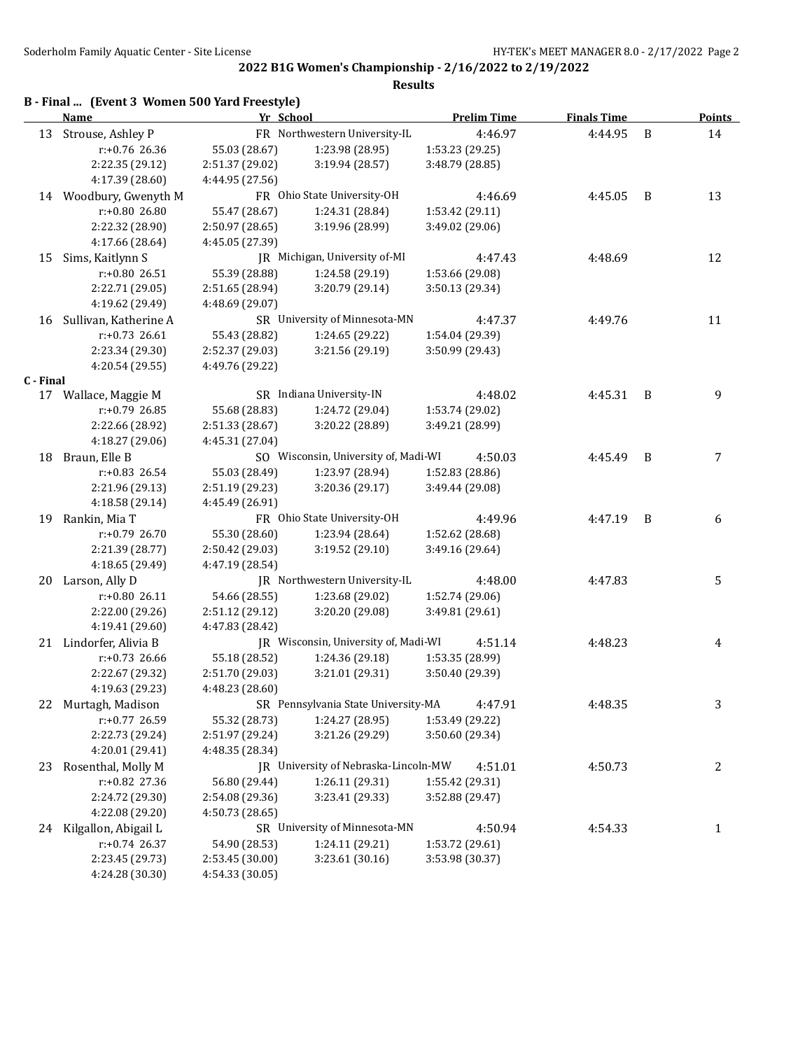## 2022 B1G Women's Championship - 2/16/2022 to 2/19/2022

### Results

### B - Final ... (Event 3 Women 500 Yard Freestyle)

| | Name | Yr | School | Prelim Time | Finals Time | | Points |
|---|---|---|---|---|---|---|---|
| 13 | Strouse, Ashley P | FR | Northwestern University-IL | 4:46.97 | 4:44.95 | B | 14 |
| | r:+0.76 26.36 | 55.03 (28.67) | 1:23.98 (28.95) | 1:53.23 (29.25) | | | |
| | 2:22.35 (29.12) | 2:51.37 (29.02) | 3:19.94 (28.57) | 3:48.79 (28.85) | | | |
| | 4:17.39 (28.60) | 4:44.95 (27.56) | | | | | |
| 14 | Woodbury, Gwenyth M | FR | Ohio State University-OH | 4:46.69 | 4:45.05 | B | 13 |
| | r:+0.80 26.80 | 55.47 (28.67) | 1:24.31 (28.84) | 1:53.42 (29.11) | | | |
| | 2:22.32 (28.90) | 2:50.97 (28.65) | 3:19.96 (28.99) | 3:49.02 (29.06) | | | |
| | 4:17.66 (28.64) | 4:45.05 (27.39) | | | | | |
| 15 | Sims, Kaitlynn S | JR | Michigan, University of-MI | 4:47.43 | 4:48.69 | | 12 |
| | r:+0.80 26.51 | 55.39 (28.88) | 1:24.58 (29.19) | 1:53.66 (29.08) | | | |
| | 2:22.71 (29.05) | 2:51.65 (28.94) | 3:20.79 (29.14) | 3:50.13 (29.34) | | | |
| | 4:19.62 (29.49) | 4:48.69 (29.07) | | | | | |
| 16 | Sullivan, Katherine A | SR | University of Minnesota-MN | 4:47.37 | 4:49.76 | | 11 |
| | r:+0.73 26.61 | 55.43 (28.82) | 1:24.65 (29.22) | 1:54.04 (29.39) | | | |
| | 2:23.34 (29.30) | 2:52.37 (29.03) | 3:21.56 (29.19) | 3:50.99 (29.43) | | | |
| | 4:20.54 (29.55) | 4:49.76 (29.22) | | | | | |
| **C - Final** | | | | | | | |
| 17 | Wallace, Maggie M | SR | Indiana University-IN | 4:48.02 | 4:45.31 | B | 9 |
| | r:+0.79 26.85 | 55.68 (28.83) | 1:24.72 (29.04) | 1:53.74 (29.02) | | | |
| | 2:22.66 (28.92) | 2:51.33 (28.67) | 3:20.22 (28.89) | 3:49.21 (28.99) | | | |
| | 4:18.27 (29.06) | 4:45.31 (27.04) | | | | | |
| 18 | Braun, Elle B | SO | Wisconsin, University of, Madi-WI | 4:50.03 | 4:45.49 | B | 7 |
| | r:+0.83 26.54 | 55.03 (28.49) | 1:23.97 (28.94) | 1:52.83 (28.86) | | | |
| | 2:21.96 (29.13) | 2:51.19 (29.23) | 3:20.36 (29.17) | 3:49.44 (29.08) | | | |
| | 4:18.58 (29.14) | 4:45.49 (26.91) | | | | | |
| 19 | Rankin, Mia T | FR | Ohio State University-OH | 4:49.96 | 4:47.19 | B | 6 |
| | r:+0.79 26.70 | 55.30 (28.60) | 1:23.94 (28.64) | 1:52.62 (28.68) | | | |
| | 2:21.39 (28.77) | 2:50.42 (29.03) | 3:19.52 (29.10) | 3:49.16 (29.64) | | | |
| | 4:18.65 (29.49) | 4:47.19 (28.54) | | | | | |
| 20 | Larson, Ally D | JR | Northwestern University-IL | 4:48.00 | 4:47.83 | | 5 |
| | r:+0.80 26.11 | 54.66 (28.55) | 1:23.68 (29.02) | 1:52.74 (29.06) | | | |
| | 2:22.00 (29.26) | 2:51.12 (29.12) | 3:20.20 (29.08) | 3:49.81 (29.61) | | | |
| | 4:19.41 (29.60) | 4:47.83 (28.42) | | | | | |
| 21 | Lindorfer, Alivia B | JR | Wisconsin, University of, Madi-WI | 4:51.14 | 4:48.23 | | 4 |
| | r:+0.73 26.66 | 55.18 (28.52) | 1:24.36 (29.18) | 1:53.35 (28.99) | | | |
| | 2:22.67 (29.32) | 2:51.70 (29.03) | 3:21.01 (29.31) | 3:50.40 (29.39) | | | |
| | 4:19.63 (29.23) | 4:48.23 (28.60) | | | | | |
| 22 | Murtagh, Madison | SR | Pennsylvania State University-MA | 4:47.91 | 4:48.35 | | 3 |
| | r:+0.77 26.59 | 55.32 (28.73) | 1:24.27 (28.95) | 1:53.49 (29.22) | | | |
| | 2:22.73 (29.24) | 2:51.97 (29.24) | 3:21.26 (29.29) | 3:50.60 (29.34) | | | |
| | 4:20.01 (29.41) | 4:48.35 (28.34) | | | | | |
| 23 | Rosenthal, Molly M | JR | University of Nebraska-Lincoln-MW | 4:51.01 | 4:50.73 | | 2 |
| | r:+0.82 27.36 | 56.80 (29.44) | 1:26.11 (29.31) | 1:55.42 (29.31) | | | |
| | 2:24.72 (29.30) | 2:54.08 (29.36) | 3:23.41 (29.33) | 3:52.88 (29.47) | | | |
| | 4:22.08 (29.20) | 4:50.73 (28.65) | | | | | |
| 24 | Kilgallon, Abigail L | SR | University of Minnesota-MN | 4:50.94 | 4:54.33 | | 1 |
| | r:+0.74 26.37 | 54.90 (28.53) | 1:24.11 (29.21) | 1:53.72 (29.61) | | | |
| | 2:23.45 (29.73) | 2:53.45 (30.00) | 3:23.61 (30.16) | 3:53.98 (30.37) | | | |
| | 4:24.28 (30.30) | 4:54.33 (30.05) | | | | | |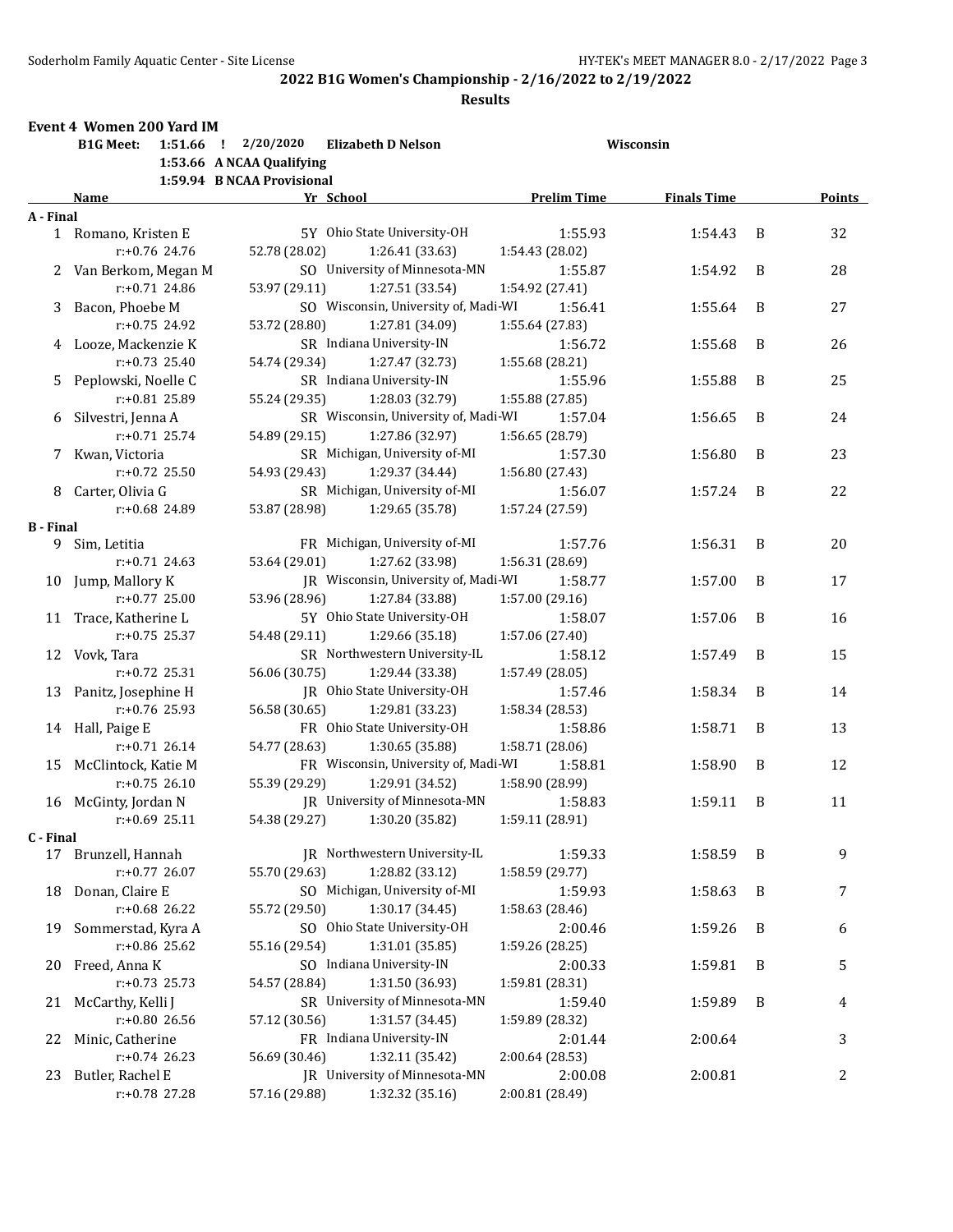## 2022 B1G Women's Championship - 2/16/2022 to 2/19/2022

### Results

**Event 4 Women 200 Yard IM**

| | | | | |
|---|---|---|---|---|
| **B1G Meet:** | **1:51.66 !** | **2/20/2020** | **Elizabeth D Nelson** | **Wisconsin** |
| | **1:53.66** | **A NCAA Qualifying** | | |
| | **1:59.94** | **B NCAA Provisional** | | |

| | Name | Yr | School | Prelim Time | Finals Time | | Points |
|---|---|---|---|---|---|---|---|
| **A - Final** | | | | | | | |
| 1 | Romano, Kristen E | 5Y | Ohio State University-OH | 1:55.93 | 1:54.43 | B | 32 |
| | r:+0.76 24.76 | 52.78 (28.02) | 1:26.41 (33.63) | 1:54.43 (28.02) | | | |
| 2 | Van Berkom, Megan M | SO | University of Minnesota-MN | 1:55.87 | 1:54.92 | B | 28 |
| | r:+0.71 24.86 | 53.97 (29.11) | 1:27.51 (33.54) | 1:54.92 (27.41) | | | |
| 3 | Bacon, Phoebe M | SO | Wisconsin, University of, Madi-WI | 1:56.41 | 1:55.64 | B | 27 |
| | r:+0.75 24.92 | 53.72 (28.80) | 1:27.81 (34.09) | 1:55.64 (27.83) | | | |
| 4 | Looze, Mackenzie K | SR | Indiana University-IN | 1:56.72 | 1:55.68 | B | 26 |
| | r:+0.73 25.40 | 54.74 (29.34) | 1:27.47 (32.73) | 1:55.68 (28.21) | | | |
| 5 | Peplowski, Noelle C | SR | Indiana University-IN | 1:55.96 | 1:55.88 | B | 25 |
| | r:+0.81 25.89 | 55.24 (29.35) | 1:28.03 (32.79) | 1:55.88 (27.85) | | | |
| 6 | Silvestri, Jenna A | SR | Wisconsin, University of, Madi-WI | 1:57.04 | 1:56.65 | B | 24 |
| | r:+0.71 25.74 | 54.89 (29.15) | 1:27.86 (32.97) | 1:56.65 (28.79) | | | |
| 7 | Kwan, Victoria | SR | Michigan, University of-MI | 1:57.30 | 1:56.80 | B | 23 |
| | r:+0.72 25.50 | 54.93 (29.43) | 1:29.37 (34.44) | 1:56.80 (27.43) | | | |
| 8 | Carter, Olivia G | SR | Michigan, University of-MI | 1:56.07 | 1:57.24 | B | 22 |
| | r:+0.68 24.89 | 53.87 (28.98) | 1:29.65 (35.78) | 1:57.24 (27.59) | | | |
| **B - Final** | | | | | | | |
| 9 | Sim, Letitia | FR | Michigan, University of-MI | 1:57.76 | 1:56.31 | B | 20 |
| | r:+0.71 24.63 | 53.64 (29.01) | 1:27.62 (33.98) | 1:56.31 (28.69) | | | |
| 10 | Jump, Mallory K | JR | Wisconsin, University of, Madi-WI | 1:58.77 | 1:57.00 | B | 17 |
| | r:+0.77 25.00 | 53.96 (28.96) | 1:27.84 (33.88) | 1:57.00 (29.16) | | | |
| 11 | Trace, Katherine L | 5Y | Ohio State University-OH | 1:58.07 | 1:57.06 | B | 16 |
| | r:+0.75 25.37 | 54.48 (29.11) | 1:29.66 (35.18) | 1:57.06 (27.40) | | | |
| 12 | Vovk, Tara | SR | Northwestern University-IL | 1:58.12 | 1:57.49 | B | 15 |
| | r:+0.72 25.31 | 56.06 (30.75) | 1:29.44 (33.38) | 1:57.49 (28.05) | | | |
| 13 | Panitz, Josephine H | JR | Ohio State University-OH | 1:57.46 | 1:58.34 | B | 14 |
| | r:+0.76 25.93 | 56.58 (30.65) | 1:29.81 (33.23) | 1:58.34 (28.53) | | | |
| 14 | Hall, Paige E | FR | Ohio State University-OH | 1:58.86 | 1:58.71 | B | 13 |
| | r:+0.71 26.14 | 54.77 (28.63) | 1:30.65 (35.88) | 1:58.71 (28.06) | | | |
| 15 | McClintock, Katie M | FR | Wisconsin, University of, Madi-WI | 1:58.81 | 1:58.90 | B | 12 |
| | r:+0.75 26.10 | 55.39 (29.29) | 1:29.91 (34.52) | 1:58.90 (28.99) | | | |
| 16 | McGinty, Jordan N | JR | University of Minnesota-MN | 1:58.83 | 1:59.11 | B | 11 |
| | r:+0.69 25.11 | 54.38 (29.27) | 1:30.20 (35.82) | 1:59.11 (28.91) | | | |
| **C - Final** | | | | | | | |
| 17 | Brunzell, Hannah | JR | Northwestern University-IL | 1:59.33 | 1:58.59 | B | 9 |
| | r:+0.77 26.07 | 55.70 (29.63) | 1:28.82 (33.12) | 1:58.59 (29.77) | | | |
| 18 | Donan, Claire E | SO | Michigan, University of-MI | 1:59.93 | 1:58.63 | B | 7 |
| | r:+0.68 26.22 | 55.72 (29.50) | 1:30.17 (34.45) | 1:58.63 (28.46) | | | |
| 19 | Sommerstad, Kyra A | SO | Ohio State University-OH | 2:00.46 | 1:59.26 | B | 6 |
| | r:+0.86 25.62 | 55.16 (29.54) | 1:31.01 (35.85) | 1:59.26 (28.25) | | | |
| 20 | Freed, Anna K | SO | Indiana University-IN | 2:00.33 | 1:59.81 | B | 5 |
| | r:+0.73 25.73 | 54.57 (28.84) | 1:31.50 (36.93) | 1:59.81 (28.31) | | | |
| 21 | McCarthy, Kelli J | SR | University of Minnesota-MN | 1:59.40 | 1:59.89 | B | 4 |
| | r:+0.80 26.56 | 57.12 (30.56) | 1:31.57 (34.45) | 1:59.89 (28.32) | | | |
| 22 | Minic, Catherine | FR | Indiana University-IN | 2:01.44 | 2:00.64 | | 3 |
| | r:+0.74 26.23 | 56.69 (30.46) | 1:32.11 (35.42) | 2:00.64 (28.53) | | | |
| 23 | Butler, Rachel E | JR | University of Minnesota-MN | 2:00.08 | 2:00.81 | | 2 |
| | r:+0.78 27.28 | 57.16 (29.88) | 1:32.32 (35.16) | 2:00.81 (28.49) | | | |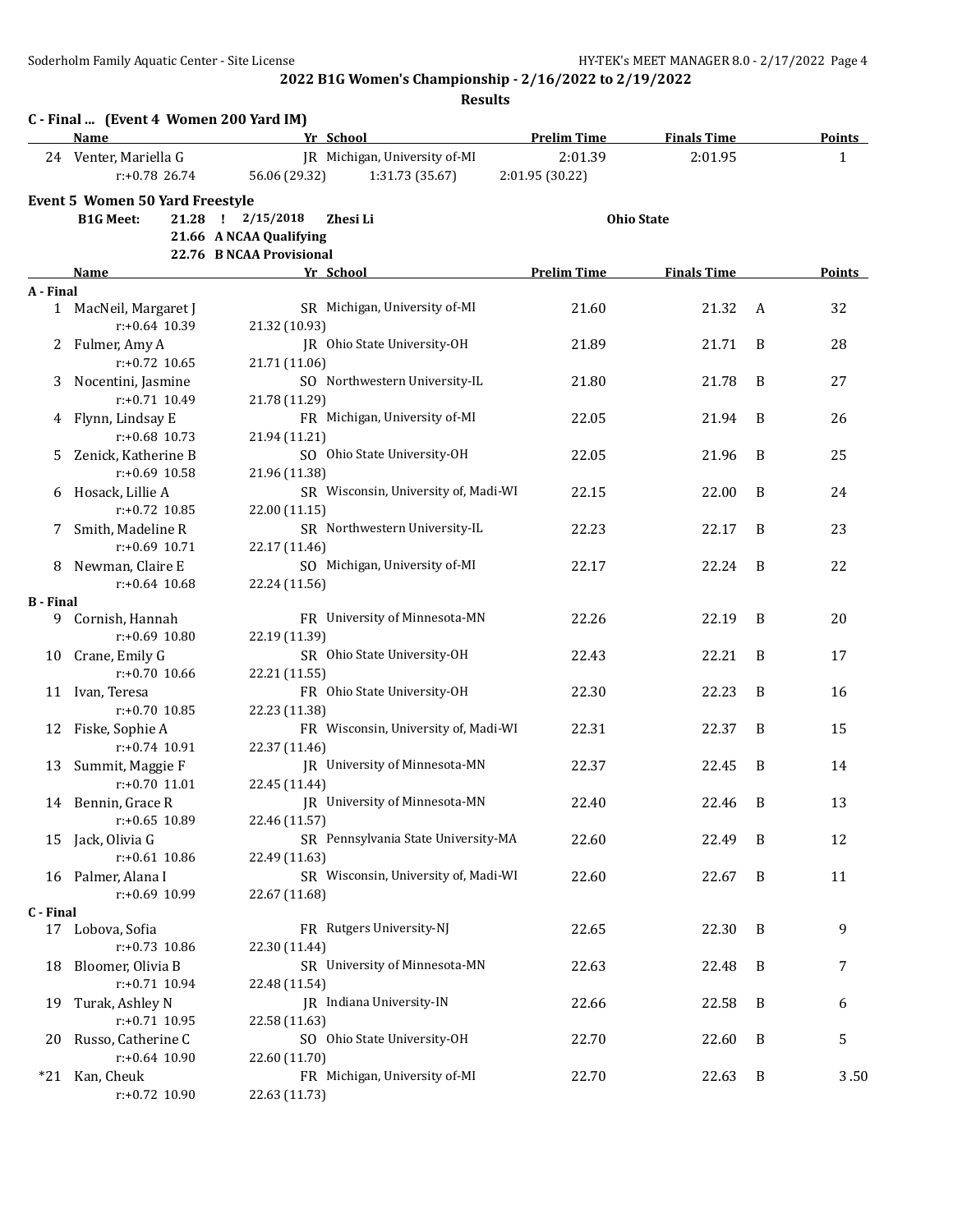**2022 B1G Women's Championship - 2/16/2022 to 2/19/2022**

**Results**

## C - Final ... (Event 4 Women 200 Yard IM)

| | Name | Yr | School | Prelim Time | Finals Time | | Points |
|---|---|---|---|---|---|---|---|
| 24 | Venter, Mariella G | JR | Michigan, University of-MI | 2:01.39 | 2:01.95 | | 1 |
| | r:+0.78 26.74 | 56.06 (29.32) | 1:31.73 (35.67) | 2:01.95 (30.22) | | | |

## Event 5 Women 50 Yard Freestyle

**B1G Meet:** 21.28 ! 2/15/2018 **Zhesi Li** **Ohio State**

**21.66 A NCAA Qualifying**

**22.76 B NCAA Provisional**

| | Name | Yr | School | Prelim Time | Finals Time | | Points |
|---|---|---|---|---|---|---|---|
| **A - Final** | | | | | | | |
| 1 | MacNeil, Margaret J | SR | Michigan, University of-MI | 21.60 | 21.32 | A | 32 |
| | r:+0.64 10.39 | 21.32 (10.93) | | | | | |
| 2 | Fulmer, Amy A | JR | Ohio State University-OH | 21.89 | 21.71 | B | 28 |
| | r:+0.72 10.65 | 21.71 (11.06) | | | | | |
| 3 | Nocentini, Jasmine | SO | Northwestern University-IL | 21.80 | 21.78 | B | 27 |
| | r:+0.71 10.49 | 21.78 (11.29) | | | | | |
| 4 | Flynn, Lindsay E | FR | Michigan, University of-MI | 22.05 | 21.94 | B | 26 |
| | r:+0.68 10.73 | 21.94 (11.21) | | | | | |
| 5 | Zenick, Katherine B | SO | Ohio State University-OH | 22.05 | 21.96 | B | 25 |
| | r:+0.69 10.58 | 21.96 (11.38) | | | | | |
| 6 | Hosack, Lillie A | SR | Wisconsin, University of, Madi-WI | 22.15 | 22.00 | B | 24 |
| | r:+0.72 10.85 | 22.00 (11.15) | | | | | |
| 7 | Smith, Madeline R | SR | Northwestern University-IL | 22.23 | 22.17 | B | 23 |
| | r:+0.69 10.71 | 22.17 (11.46) | | | | | |
| 8 | Newman, Claire E | SO | Michigan, University of-MI | 22.17 | 22.24 | B | 22 |
| | r:+0.64 10.68 | 22.24 (11.56) | | | | | |
| **B - Final** | | | | | | | |
| 9 | Cornish, Hannah | FR | University of Minnesota-MN | 22.26 | 22.19 | B | 20 |
| | r:+0.69 10.80 | 22.19 (11.39) | | | | | |
| 10 | Crane, Emily G | SR | Ohio State University-OH | 22.43 | 22.21 | B | 17 |
| | r:+0.70 10.66 | 22.21 (11.55) | | | | | |
| 11 | Ivan, Teresa | FR | Ohio State University-OH | 22.30 | 22.23 | B | 16 |
| | r:+0.70 10.85 | 22.23 (11.38) | | | | | |
| 12 | Fiske, Sophie A | FR | Wisconsin, University of, Madi-WI | 22.31 | 22.37 | B | 15 |
| | r:+0.74 10.91 | 22.37 (11.46) | | | | | |
| 13 | Summit, Maggie F | JR | University of Minnesota-MN | 22.37 | 22.45 | B | 14 |
| | r:+0.70 11.01 | 22.45 (11.44) | | | | | |
| 14 | Bennin, Grace R | JR | University of Minnesota-MN | 22.40 | 22.46 | B | 13 |
| | r:+0.65 10.89 | 22.46 (11.57) | | | | | |
| 15 | Jack, Olivia G | SR | Pennsylvania State University-MA | 22.60 | 22.49 | B | 12 |
| | r:+0.61 10.86 | 22.49 (11.63) | | | | | |
| 16 | Palmer, Alana I | SR | Wisconsin, University of, Madi-WI | 22.60 | 22.67 | B | 11 |
| | r:+0.69 10.99 | 22.67 (11.68) | | | | | |
| **C - Final** | | | | | | | |
| 17 | Lobova, Sofia | FR | Rutgers University-NJ | 22.65 | 22.30 | B | 9 |
| | r:+0.73 10.86 | 22.30 (11.44) | | | | | |
| 18 | Bloomer, Olivia B | SR | University of Minnesota-MN | 22.63 | 22.48 | B | 7 |
| | r:+0.71 10.94 | 22.48 (11.54) | | | | | |
| 19 | Turak, Ashley N | JR | Indiana University-IN | 22.66 | 22.58 | B | 6 |
| | r:+0.71 10.95 | 22.58 (11.63) | | | | | |
| 20 | Russo, Catherine C | SO | Ohio State University-OH | 22.70 | 22.60 | B | 5 |
| | r:+0.64 10.90 | 22.60 (11.70) | | | | | |
| *21 | Kan, Cheuk | FR | Michigan, University of-MI | 22.70 | 22.63 | B | 3.50 |
| | r:+0.72 10.90 | 22.63 (11.73) | | | | | |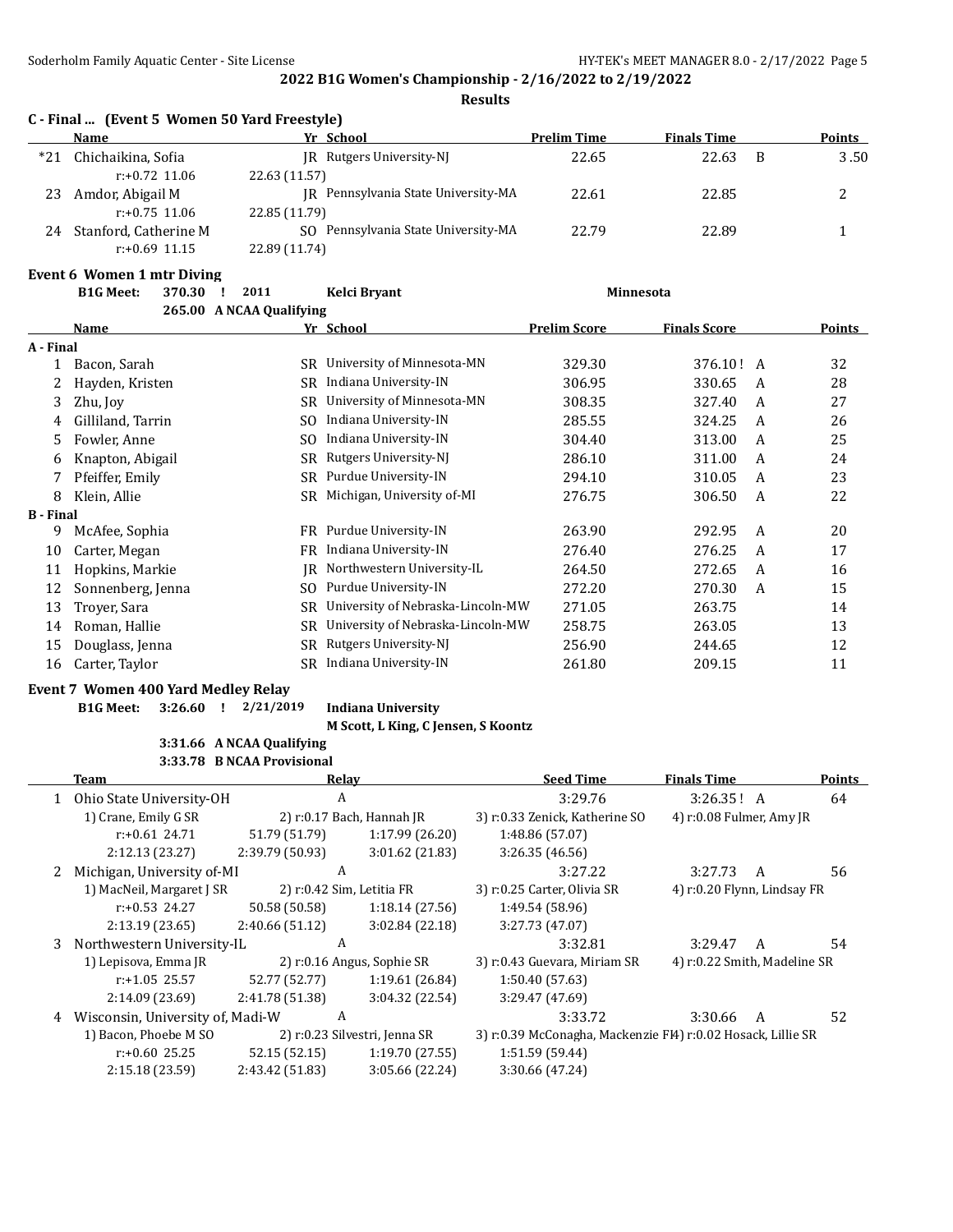**2022 B1G Women's Championship - 2/16/2022 to 2/19/2022**

**Results**

### C - Final ... (Event 5 Women 50 Yard Freestyle)

| | Name | Yr | School | Prelim Time | Finals Time | | Points |
|---|---|---|---|---|---|---|---|
| *21 | Chichaikina, Sofia | JR | Rutgers University-NJ | 22.65 | 22.63 | B | 3.50 |
| | r:+0.72 11.06 | 22.63 (11.57) | | | | | |
| 23 | Amdor, Abigail M | JR | Pennsylvania State University-MA | 22.61 | 22.85 | | 2 |
| | r:+0.75 11.06 | 22.85 (11.79) | | | | | |
| 24 | Stanford, Catherine M | SO | Pennsylvania State University-MA | 22.79 | 22.89 | | 1 |
| | r:+0.69 11.15 | 22.89 (11.74) | | | | | |

### Event 6 Women 1 mtr Diving

**B1G Meet:** 370.30 ! 2011 **Kelci Bryant** **Minnesota**

265.00 A NCAA Qualifying

| | Name | Yr | School | Prelim Score | Finals Score | | Points |
|---|---|---|---|---|---|---|---|
| **A - Final** | | | | | | | |
| 1 | Bacon, Sarah | SR | University of Minnesota-MN | 329.30 | 376.10! | A | 32 |
| 2 | Hayden, Kristen | SR | Indiana University-IN | 306.95 | 330.65 | A | 28 |
| 3 | Zhu, Joy | SR | University of Minnesota-MN | 308.35 | 327.40 | A | 27 |
| 4 | Gilliland, Tarrin | SO | Indiana University-IN | 285.55 | 324.25 | A | 26 |
| 5 | Fowler, Anne | SO | Indiana University-IN | 304.40 | 313.00 | A | 25 |
| 6 | Knapton, Abigail | SR | Rutgers University-NJ | 286.10 | 311.00 | A | 24 |
| 7 | Pfeiffer, Emily | SR | Purdue University-IN | 294.10 | 310.05 | A | 23 |
| 8 | Klein, Allie | SR | Michigan, University of-MI | 276.75 | 306.50 | A | 22 |
| **B - Final** | | | | | | | |
| 9 | McAfee, Sophia | FR | Purdue University-IN | 263.90 | 292.95 | A | 20 |
| 10 | Carter, Megan | FR | Indiana University-IN | 276.40 | 276.25 | A | 17 |
| 11 | Hopkins, Markie | JR | Northwestern University-IL | 264.50 | 272.65 | A | 16 |
| 12 | Sonnenberg, Jenna | SO | Purdue University-IN | 272.20 | 270.30 | A | 15 |
| 13 | Troyer, Sara | SR | University of Nebraska-Lincoln-MW | 271.05 | 263.75 | | 14 |
| 14 | Roman, Hallie | SR | University of Nebraska-Lincoln-MW | 258.75 | 263.05 | | 13 |
| 15 | Douglass, Jenna | SR | Rutgers University-NJ | 256.90 | 244.65 | | 12 |
| 16 | Carter, Taylor | SR | Indiana University-IN | 261.80 | 209.15 | | 11 |

### Event 7 Women 400 Yard Medley Relay

**B1G Meet:** 3:26.60 ! 2/21/2019 **Indiana University**

**M Scott, L King, C Jensen, S Koontz**

3:31.66 A NCAA Qualifying

3:33.78 B NCAA Provisional

| | Team | | Relay | Seed Time | Finals Time | | Points |
|---|---|---|---|---|---|---|---|
| 1 | Ohio State University-OH | | A | 3:29.76 | 3:26.35! | A | 64 |
| | 1) Crane, Emily G SR | 2) r:0.17 Bach, Hannah JR | | 3) r:0.33 Zenick, Katherine SO | 4) r:0.08 Fulmer, Amy JR | | |
| | r:+0.61 24.71 | 51.79 (51.79) | 1:17.99 (26.20) | 1:48.86 (57.07) | | | |
| | 2:12.13 (23.27) | 2:39.79 (50.93) | 3:01.62 (21.83) | 3:26.35 (46.56) | | | |
| 2 | Michigan, University of-MI | | A | 3:27.22 | 3:27.73 | A | 56 |
| | 1) MacNeil, Margaret J SR | 2) r:0.42 Sim, Letitia FR | | 3) r:0.25 Carter, Olivia SR | 4) r:0.20 Flynn, Lindsay FR | | |
| | r:+0.53 24.27 | 50.58 (50.58) | 1:18.14 (27.56) | 1:49.54 (58.96) | | | |
| | 2:13.19 (23.65) | 2:40.66 (51.12) | 3:02.84 (22.18) | 3:27.73 (47.07) | | | |
| 3 | Northwestern University-IL | | A | 3:32.81 | 3:29.47 | A | 54 |
| | 1) Lepisova, Emma JR | 2) r:0.16 Angus, Sophie SR | | 3) r:0.43 Guevara, Miriam SR | 4) r:0.22 Smith, Madeline SR | | |
| | r:+1.05 25.57 | 52.77 (52.77) | 1:19.61 (26.84) | 1:50.40 (57.63) | | | |
| | 2:14.09 (23.69) | 2:41.78 (51.38) | 3:04.32 (22.54) | 3:29.47 (47.69) | | | |
| 4 | Wisconsin, University of, Madi-W | | A | 3:33.72 | 3:30.66 | A | 52 |
| | 1) Bacon, Phoebe M SO | 2) r:0.23 Silvestri, Jenna SR | | 3) r:0.39 McConagha, Mackenzie FR | 4) r:0.02 Hosack, Lillie SR | | |
| | r:+0.60 25.25 | 52.15 (52.15) | 1:19.70 (27.55) | 1:51.59 (59.44) | | | |
| | 2:15.18 (23.59) | 2:43.42 (51.83) | 3:05.66 (22.24) | 3:30.66 (47.24) | | | |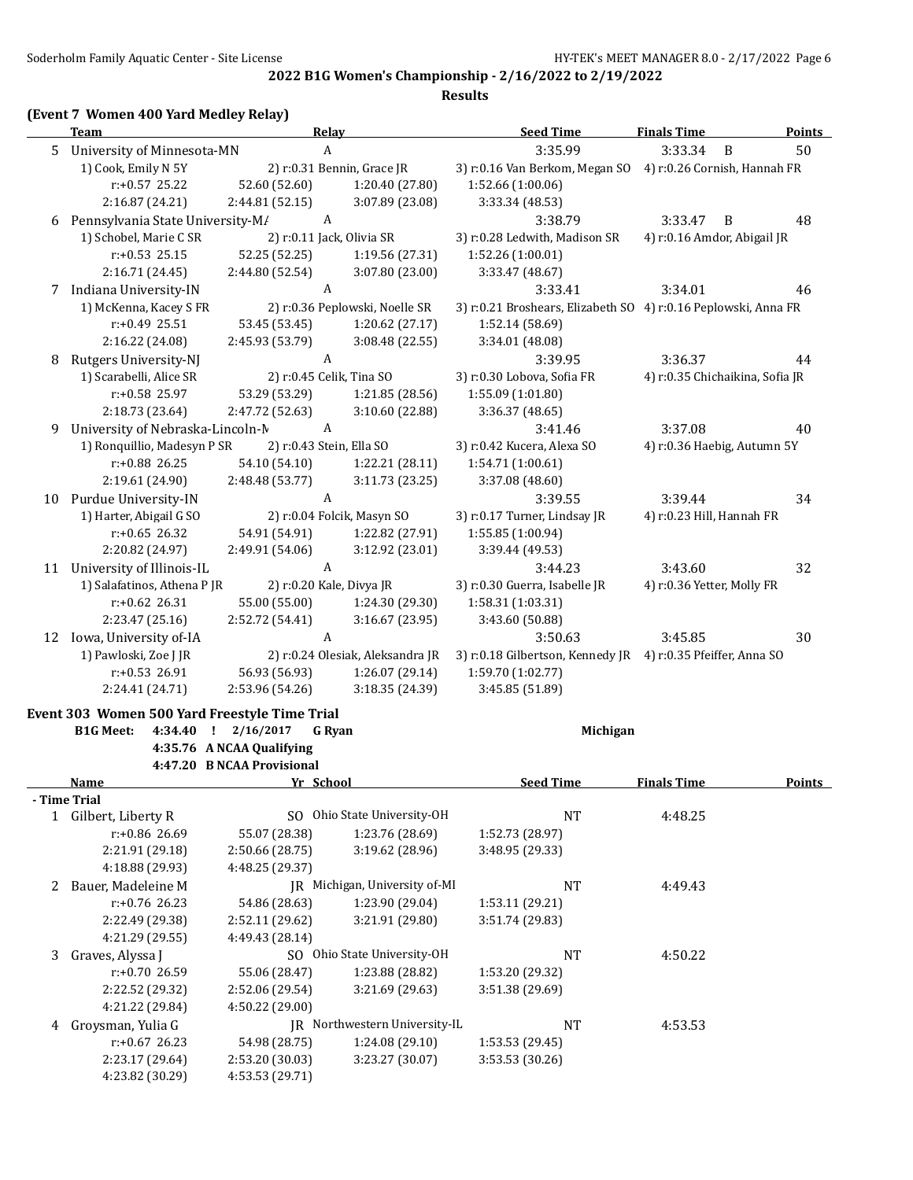## 2022 B1G Women's Championship - 2/16/2022 to 2/19/2022

### Results

### (Event 7 Women 400 Yard Medley Relay)

| | Team | Relay | Seed Time | Finals Time | Points |
|---|---|---|---|---|---|
| 5 | University of Minnesota-MN | A | 3:35.99 | 3:33.34 B | 50 |
| | 1) Cook, Emily N 5Y; 2) r:0.31 Bennin, Grace JR; 3) r:0.16 Van Berkom, Megan SO; 4) r:0.26 Cornish, Hannah FR | | | | |
| | r:+0.57 25.22; 52.60 (52.60); 1:20.40 (27.80); 1:52.66 (1:00.06); 2:16.87 (24.21); 2:44.81 (52.15); 3:07.89 (23.08); 3:33.34 (48.53) | | | | |
| 6 | Pennsylvania State University-MA | A | 3:38.79 | 3:33.47 B | 48 |
| | 1) Schobel, Marie C SR; 2) r:0.11 Jack, Olivia SR; 3) r:0.28 Ledwith, Madison SR; 4) r:0.16 Amdor, Abigail JR | | | | |
| | r:+0.53 25.15; 52.25 (52.25); 1:19.56 (27.31); 1:52.26 (1:00.01); 2:16.71 (24.45); 2:44.80 (52.54); 3:07.80 (23.00); 3:33.47 (48.67) | | | | |
| 7 | Indiana University-IN | A | 3:33.41 | 3:34.01 | 46 |
| | 1) McKenna, Kacey S FR; 2) r:0.36 Peplowski, Noelle SR; 3) r:0.21 Broshears, Elizabeth SO; 4) r:0.16 Peplowski, Anna FR | | | | |
| | r:+0.49 25.51; 53.45 (53.45); 1:20.62 (27.17); 1:52.14 (58.69); 2:16.22 (24.08); 2:45.93 (53.79); 3:08.48 (22.55); 3:34.01 (48.08) | | | | |
| 8 | Rutgers University-NJ | A | 3:39.95 | 3:36.37 | 44 |
| | 1) Scarabelli, Alice SR; 2) r:0.45 Celik, Tina SO; 3) r:0.30 Lobova, Sofia FR; 4) r:0.35 Chichaikina, Sofia JR | | | | |
| | r:+0.58 25.97; 53.29 (53.29); 1:21.85 (28.56); 1:55.09 (1:01.80); 2:18.73 (23.64); 2:47.72 (52.63); 3:10.60 (22.88); 3:36.37 (48.65) | | | | |
| 9 | University of Nebraska-Lincoln-N | A | 3:41.46 | 3:37.08 | 40 |
| | 1) Ronquillio, Madesyn P SR; 2) r:0.43 Stein, Ella SO; 3) r:0.42 Kucera, Alexa SO; 4) r:0.36 Haebig, Autumn 5Y | | | | |
| | r:+0.88 26.25; 54.10 (54.10); 1:22.21 (28.11); 1:54.71 (1:00.61); 2:19.61 (24.90); 2:48.48 (53.77); 3:11.73 (23.25); 3:37.08 (48.60) | | | | |
| 10 | Purdue University-IN | A | 3:39.55 | 3:39.44 | 34 |
| | 1) Harter, Abigail G SO; 2) r:0.04 Folcik, Masyn SO; 3) r:0.17 Turner, Lindsay JR; 4) r:0.23 Hill, Hannah FR | | | | |
| | r:+0.65 26.32; 54.91 (54.91); 1:22.82 (27.91); 1:55.85 (1:00.94); 2:20.82 (24.97); 2:49.91 (54.06); 3:12.92 (23.01); 3:39.44 (49.53) | | | | |
| 11 | University of Illinois-IL | A | 3:44.23 | 3:43.60 | 32 |
| | 1) Salafatinos, Athena P JR; 2) r:0.20 Kale, Divya JR; 3) r:0.30 Guerra, Isabelle JR; 4) r:0.36 Yetter, Molly FR | | | | |
| | r:+0.62 26.31; 55.00 (55.00); 1:24.30 (29.30); 1:58.31 (1:03.31); 2:23.47 (25.16); 2:52.72 (54.41); 3:16.67 (23.95); 3:43.60 (50.88) | | | | |
| 12 | Iowa, University of-IA | A | 3:50.63 | 3:45.85 | 30 |
| | 1) Pawloski, Zoe J JR; 2) r:0.24 Olesiak, Aleksandra JR; 3) r:0.18 Gilbertson, Kennedy JR; 4) r:0.35 Pfeiffer, Anna SO | | | | |
| | r:+0.53 26.91; 56.93 (56.93); 1:26.07 (29.14); 1:59.70 (1:02.77); 2:24.41 (24.71); 2:53.96 (54.26); 3:18.35 (24.39); 3:45.85 (51.89) | | | | |

### Event 303 Women 500 Yard Freestyle Time Trial

**B1G Meet: 4:34.40 ! 2/16/2017 G Ryan Michigan**
**4:35.76 A NCAA Qualifying**
**4:47.20 B NCAA Provisional**

| | Name | Yr | School | Seed Time | Finals Time | Points |
|---|---|---|---|---|---|---|
| **- Time Trial** | | | | | | |
| 1 | Gilbert, Liberty R | SO | Ohio State University-OH | NT | 4:48.25 | |
| | r:+0.86 26.69; 55.07 (28.38); 1:23.76 (28.69); 1:52.73 (28.97); 2:21.91 (29.18); 2:50.66 (28.75); 3:19.62 (28.96); 3:48.95 (29.33); 4:18.88 (29.93); 4:48.25 (29.37) | | | | | |
| 2 | Bauer, Madeleine M | JR | Michigan, University of-MI | NT | 4:49.43 | |
| | r:+0.76 26.23; 54.86 (28.63); 1:23.90 (29.04); 1:53.11 (29.21); 2:22.49 (29.38); 2:52.11 (29.62); 3:21.91 (29.80); 3:51.74 (29.83); 4:21.29 (29.55); 4:49.43 (28.14) | | | | | |
| 3 | Graves, Alyssa J | SO | Ohio State University-OH | NT | 4:50.22 | |
| | r:+0.70 26.59; 55.06 (28.47); 1:23.88 (28.82); 1:53.20 (29.32); 2:22.52 (29.32); 2:52.06 (29.54); 3:21.69 (29.63); 3:51.38 (29.69); 4:21.22 (29.84); 4:50.22 (29.00) | | | | | |
| 4 | Groysman, Yulia G | JR | Northwestern University-IL | NT | 4:53.53 | |
| | r:+0.67 26.23; 54.98 (28.75); 1:24.08 (29.10); 1:53.53 (29.45); 2:23.17 (29.64); 2:53.20 (30.03); 3:23.27 (30.07); 3:53.53 (30.26); 4:23.82 (30.29); 4:53.53 (29.71) | | | | | |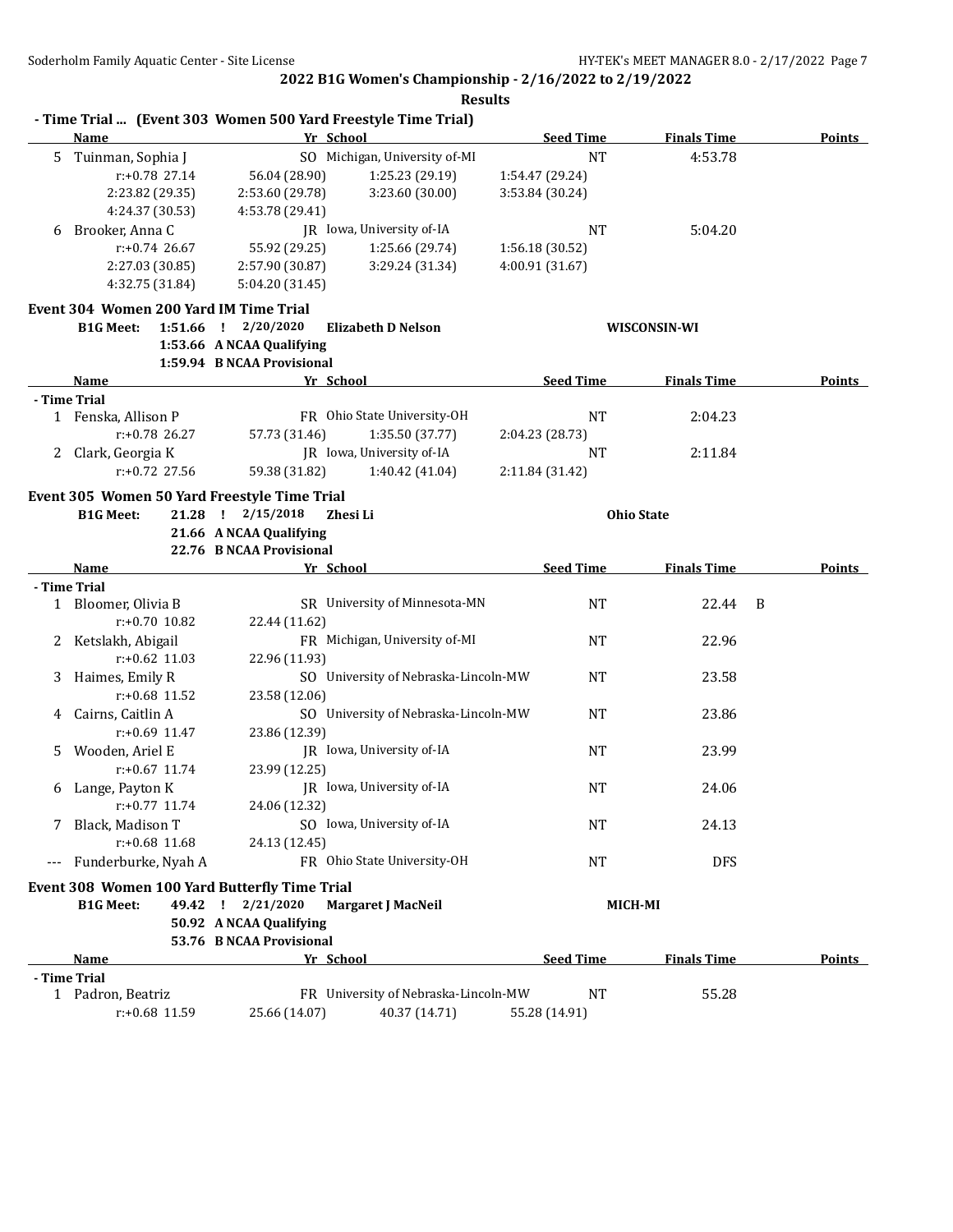## 2022 B1G Women's Championship - 2/16/2022 to 2/19/2022

### Results

**- Time Trial ... (Event 303 Women 500 Yard Freestyle Time Trial)**

| | Name | Yr | School | Seed Time | Finals Time | Points |
|---|---|---|---|---|---|---|
| 5 | Tuinman, Sophia J | SO | Michigan, University of-MI | NT | 4:53.78 | |
| | r:+0.78 27.14 | 56.04 (28.90) | 1:25.23 (29.19) | 1:54.47 (29.24) | | |
| | 2:23.82 (29.35) | 2:53.60 (29.78) | 3:23.60 (30.00) | 3:53.84 (30.24) | | |
| | 4:24.37 (30.53) | 4:53.78 (29.41) | | | | |
| 6 | Brooker, Anna C | JR | Iowa, University of-IA | NT | 5:04.20 | |
| | r:+0.74 26.67 | 55.92 (29.25) | 1:25.66 (29.74) | 1:56.18 (30.52) | | |
| | 2:27.03 (30.85) | 2:57.90 (30.87) | 3:29.24 (31.34) | 4:00.91 (31.67) | | |
| | 4:32.75 (31.84) | 5:04.20 (31.45) | | | | |

**Event 304 Women 200 Yard IM Time Trial**

B1G Meet: 1:51.66 ! 2/20/2020 **Elizabeth D Nelson** WISCONSIN-WI
1:53.66 A NCAA Qualifying
1:59.94 B NCAA Provisional

| | Name | Yr | School | Seed Time | Finals Time | Points |
|---|---|---|---|---|---|---|
| **- Time Trial** | | | | | | |
| 1 | Fenska, Allison P | FR | Ohio State University-OH | NT | 2:04.23 | |
| | r:+0.78 26.27 | 57.73 (31.46) | 1:35.50 (37.77) | 2:04.23 (28.73) | | |
| 2 | Clark, Georgia K | JR | Iowa, University of-IA | NT | 2:11.84 | |
| | r:+0.72 27.56 | 59.38 (31.82) | 1:40.42 (41.04) | 2:11.84 (31.42) | | |

**Event 305 Women 50 Yard Freestyle Time Trial**

B1G Meet: 21.28 ! 2/15/2018 **Zhesi Li** Ohio State
21.66 A NCAA Qualifying
22.76 B NCAA Provisional

| | Name | Yr | School | Seed Time | Finals Time | Points |
|---|---|---|---|---|---|---|
| **- Time Trial** | | | | | | |
| 1 | Bloomer, Olivia B | SR | University of Minnesota-MN | NT | 22.44 B | |
| | r:+0.70 10.82 | 22.44 (11.62) | | | | |
| 2 | Ketslakh, Abigail | FR | Michigan, University of-MI | NT | 22.96 | |
| | r:+0.62 11.03 | 22.96 (11.93) | | | | |
| 3 | Haimes, Emily R | SO | University of Nebraska-Lincoln-MW | NT | 23.58 | |
| | r:+0.68 11.52 | 23.58 (12.06) | | | | |
| 4 | Cairns, Caitlin A | SO | University of Nebraska-Lincoln-MW | NT | 23.86 | |
| | r:+0.69 11.47 | 23.86 (12.39) | | | | |
| 5 | Wooden, Ariel E | JR | Iowa, University of-IA | NT | 23.99 | |
| | r:+0.67 11.74 | 23.99 (12.25) | | | | |
| 6 | Lange, Payton K | JR | Iowa, University of-IA | NT | 24.06 | |
| | r:+0.77 11.74 | 24.06 (12.32) | | | | |
| 7 | Black, Madison T | SO | Iowa, University of-IA | NT | 24.13 | |
| | r:+0.68 11.68 | 24.13 (12.45) | | | | |
| --- | Funderburke, Nyah A | FR | Ohio State University-OH | NT | DFS | |

**Event 308 Women 100 Yard Butterfly Time Trial**

B1G Meet: 49.42 ! 2/21/2020 **Margaret J MacNeil** MICH-MI
50.92 A NCAA Qualifying
53.76 B NCAA Provisional

| | Name | Yr | School | Seed Time | Finals Time | Points |
|---|---|---|---|---|---|---|
| **- Time Trial** | | | | | | |
| 1 | Padron, Beatriz | FR | University of Nebraska-Lincoln-MW | NT | 55.28 | |
| | r:+0.68 11.59 | 25.66 (14.07) | 40.37 (14.71) | 55.28 (14.91) | | |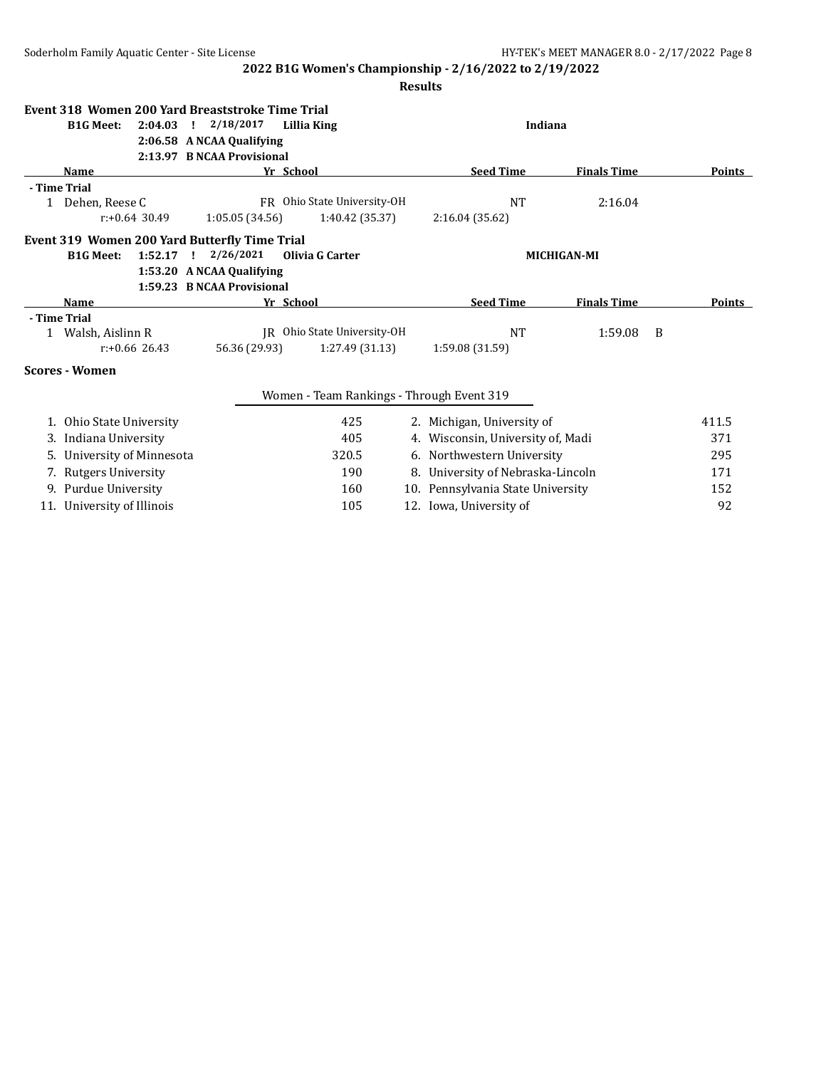**2022 B1G Women's Championship - 2/16/2022 to 2/19/2022**

**Results**

## Event 318 Women 200 Yard Breaststroke Time Trial

**B1G Meet:** 2:04.03 ! 2/18/2017 **Lillia King** Indiana
2:06.58 A NCAA Qualifying
2:13.97 B NCAA Provisional

| Name | Yr | School | Seed Time | Finals Time | Points |
|---|---|---|---|---|---|
| **- Time Trial** | | | | | |
| 1 Dehen, Reese C | FR | Ohio State University-OH | NT | 2:16.04 | |
| r:+0.64 30.49 | 1:05.05 (34.56) | 1:40.42 (35.37) | 2:16.04 (35.62) | | |

## Event 319 Women 200 Yard Butterfly Time Trial

**B1G Meet:** 1:52.17 ! 2/26/2021 **Olivia G Carter** MICHIGAN-MI
1:53.20 A NCAA Qualifying
1:59.23 B NCAA Provisional

| Name | Yr | School | Seed Time | Finals Time | Points |
|---|---|---|---|---|---|
| **- Time Trial** | | | | | |
| 1 Walsh, Aislinn R | JR | Ohio State University-OH | NT | 1:59.08 B | |
| r:+0.66 26.43 | 56.36 (29.93) | 1:27.49 (31.13) | 1:59.08 (31.59) | | |

## Scores - Women

Women - Team Rankings - Through Event 319

| | | | |
|---|---|---|---|
| 1. Ohio State University | 425 | 2. Michigan, University of | 411.5 |
| 3. Indiana University | 405 | 4. Wisconsin, University of, Madi | 371 |
| 5. University of Minnesota | 320.5 | 6. Northwestern University | 295 |
| 7. Rutgers University | 190 | 8. University of Nebraska-Lincoln | 171 |
| 9. Purdue University | 160 | 10. Pennsylvania State University | 152 |
| 11. University of Illinois | 105 | 12. Iowa, University of | 92 |